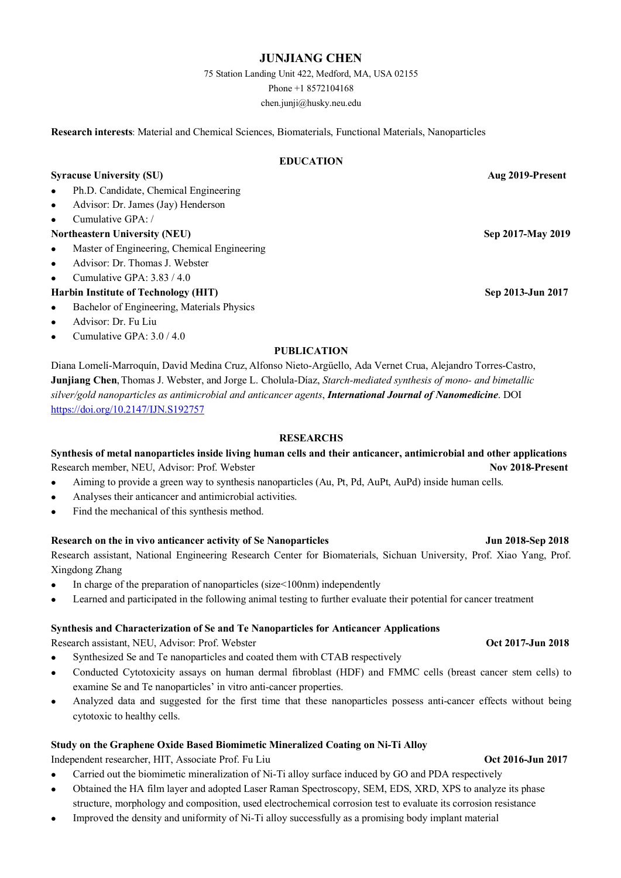# JUNJIANG CHEN

75 Station Landing Unit 422, Medford, MA, USA 02155
Phone +1 8572104168
chen.junji@husky.neu.edu

**Research interests**: Material and Chemical Sciences, Biomaterials, Functional Materials, Nanoparticles

## EDUCATION

**Syracuse University (SU)** **Aug 2019-Present**

- Ph.D. Candidate, Chemical Engineering
- Advisor: Dr. James (Jay) Henderson
- Cumulative GPA: /

**Northeastern University (NEU)** **Sep 2017-May 2019**

- Master of Engineering, Chemical Engineering
- Advisor: Dr. Thomas J. Webster
- Cumulative GPA: 3.83 / 4.0

**Harbin Institute of Technology (HIT)** **Sep 2013-Jun 2017**

- Bachelor of Engineering, Materials Physics
- Advisor: Dr. Fu Liu
- Cumulative GPA: 3.0 / 4.0

## PUBLICATION

Diana Lomelí-Marroquín, David Medina Cruz, Alfonso Nieto-Argüello, Ada Vernet Crua, Alejandro Torres-Castro, **Junjiang Chen**, Thomas J. Webster, and Jorge L. Cholula-Díaz, *Starch-mediated synthesis of mono- and bimetallic silver/gold nanoparticles as antimicrobial and anticancer agents*, ***International Journal of Nanomedicine***. DOI https://doi.org/10.2147/IJN.S192757

## RESEARCHS

**Synthesis of metal nanoparticles inside living human cells and their anticancer, antimicrobial and other applications**
Research member, NEU, Advisor: Prof. Webster **Nov 2018-Present**

- Aiming to provide a green way to synthesis nanoparticles (Au, Pt, Pd, AuPt, AuPd) inside human cells.
- Analyses their anticancer and antimicrobial activities.
- Find the mechanical of this synthesis method.

**Research on the in vivo anticancer activity of Se Nanoparticles** **Jun 2018-Sep 2018**
Research assistant, National Engineering Research Center for Biomaterials, Sichuan University, Prof. Xiao Yang, Prof. Xingdong Zhang

- In charge of the preparation of nanoparticles (size<100nm) independently
- Learned and participated in the following animal testing to further evaluate their potential for cancer treatment

**Synthesis and Characterization of Se and Te Nanoparticles for Anticancer Applications**
Research assistant, NEU, Advisor: Prof. Webster **Oct 2017-Jun 2018**

- Synthesized Se and Te nanoparticles and coated them with CTAB respectively
- Conducted Cytotoxicity assays on human dermal fibroblast (HDF) and FMMC cells (breast cancer stem cells) to examine Se and Te nanoparticles' in vitro anti-cancer properties.
- Analyzed data and suggested for the first time that these nanoparticles possess anti-cancer effects without being cytotoxic to healthy cells.

**Study on the Graphene Oxide Based Biomimetic Mineralized Coating on Ni-Ti Alloy**
Independent researcher, HIT, Associate Prof. Fu Liu **Oct 2016-Jun 2017**

- Carried out the biomimetic mineralization of Ni-Ti alloy surface induced by GO and PDA respectively
- Obtained the HA film layer and adopted Laser Raman Spectroscopy, SEM, EDS, XRD, XPS to analyze its phase structure, morphology and composition, used electrochemical corrosion test to evaluate its corrosion resistance
- Improved the density and uniformity of Ni-Ti alloy successfully as a promising body implant material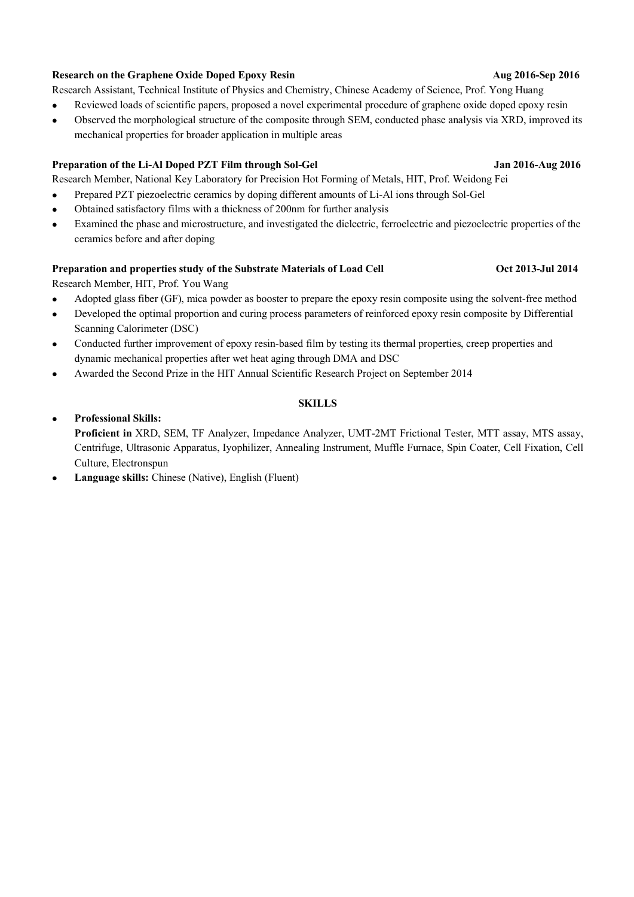**Research on the Graphene Oxide Doped Epoxy Resin** **Aug 2016-Sep 2016**

Research Assistant, Technical Institute of Physics and Chemistry, Chinese Academy of Science, Prof. Yong Huang

- Reviewed loads of scientific papers, proposed a novel experimental procedure of graphene oxide doped epoxy resin
- Observed the morphological structure of the composite through SEM, conducted phase analysis via XRD, improved its mechanical properties for broader application in multiple areas

**Preparation of the Li-Al Doped PZT Film through Sol-Gel** **Jan 2016-Aug 2016**

Research Member, National Key Laboratory for Precision Hot Forming of Metals, HIT, Prof. Weidong Fei

- Prepared PZT piezoelectric ceramics by doping different amounts of Li-Al ions through Sol-Gel
- Obtained satisfactory films with a thickness of 200nm for further analysis
- Examined the phase and microstructure, and investigated the dielectric, ferroelectric and piezoelectric properties of the ceramics before and after doping

**Preparation and properties study of the Substrate Materials of Load Cell** **Oct 2013-Jul 2014**

Research Member, HIT, Prof. You Wang

- Adopted glass fiber (GF), mica powder as booster to prepare the epoxy resin composite using the solvent-free method
- Developed the optimal proportion and curing process parameters of reinforced epoxy resin composite by Differential Scanning Calorimeter (DSC)
- Conducted further improvement of epoxy resin-based film by testing its thermal properties, creep properties and dynamic mechanical properties after wet heat aging through DMA and DSC
- Awarded the Second Prize in the HIT Annual Scientific Research Project on September 2014

## SKILLS

- **Professional Skills:**
  **Proficient in** XRD, SEM, TF Analyzer, Impedance Analyzer, UMT-2MT Frictional Tester, MTT assay, MTS assay, Centrifuge, Ultrasonic Apparatus, Iyophilizer, Annealing Instrument, Muffle Furnace, Spin Coater, Cell Fixation, Cell Culture, Electronspun
- **Language skills:** Chinese (Native), English (Fluent)